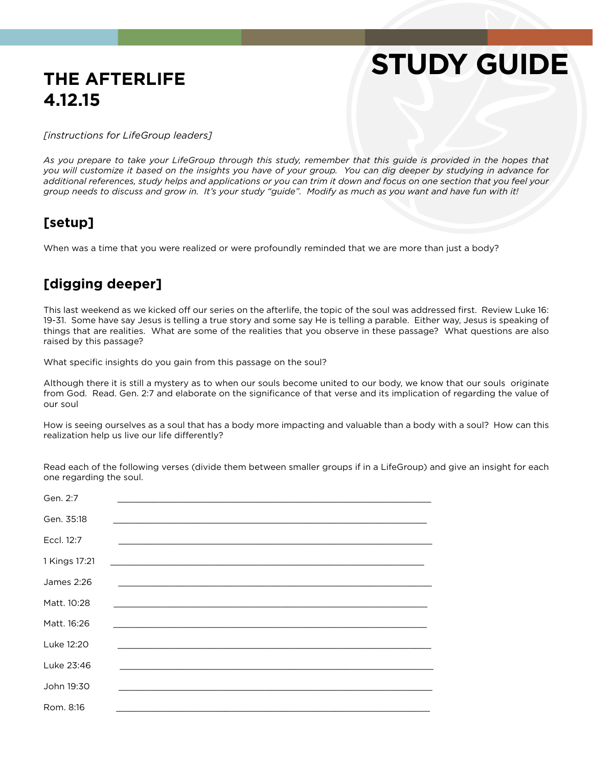# STUDY GUIDE

## THE AFTERLIFE
## 4.12.15

*[instructions for LifeGroup leaders]*

*As you prepare to take your LifeGroup through this study, remember that this guide is provided in the hopes that you will customize it based on the insights you have of your group. You can dig deeper by studying in advance for additional references, study helps and applications or you can trim it down and focus on one section that you feel your group needs to discuss and grow in. It's your study "guide". Modify as much as you want and have fun with it!*

## [setup]

When was a time that you were realized or were profoundly reminded that we are more than just a body?

## [digging deeper]

This last weekend as we kicked off our series on the afterlife, the topic of the soul was addressed first. Review Luke 16: 19-31. Some have say Jesus is telling a true story and some say He is telling a parable. Either way, Jesus is speaking of things that are realities. What are some of the realities that you observe in these passage? What questions are also raised by this passage?

What specific insights do you gain from this passage on the soul?

Although there it is still a mystery as to when our souls become united to our body, we know that our souls originate from God. Read. Gen. 2:7 and elaborate on the significance of that verse and its implication of regarding the value of our soul

How is seeing ourselves as a soul that has a body more impacting and valuable than a body with a soul? How can this realization help us live our life differently?

Read each of the following verses (divide them between smaller groups if in a LifeGroup) and give an insight for each one regarding the soul.

Gen. 2:7 ______________________________________________________________

Gen. 35:18 ______________________________________________________________

Eccl. 12:7 ______________________________________________________________

1 Kings 17:21 ______________________________________________________________

James 2:26 ______________________________________________________________

Matt. 10:28 ______________________________________________________________

Matt. 16:26 ______________________________________________________________

Luke 12:20 ______________________________________________________________

Luke 23:46 ______________________________________________________________

John 19:30 ______________________________________________________________

Rom. 8:16 ______________________________________________________________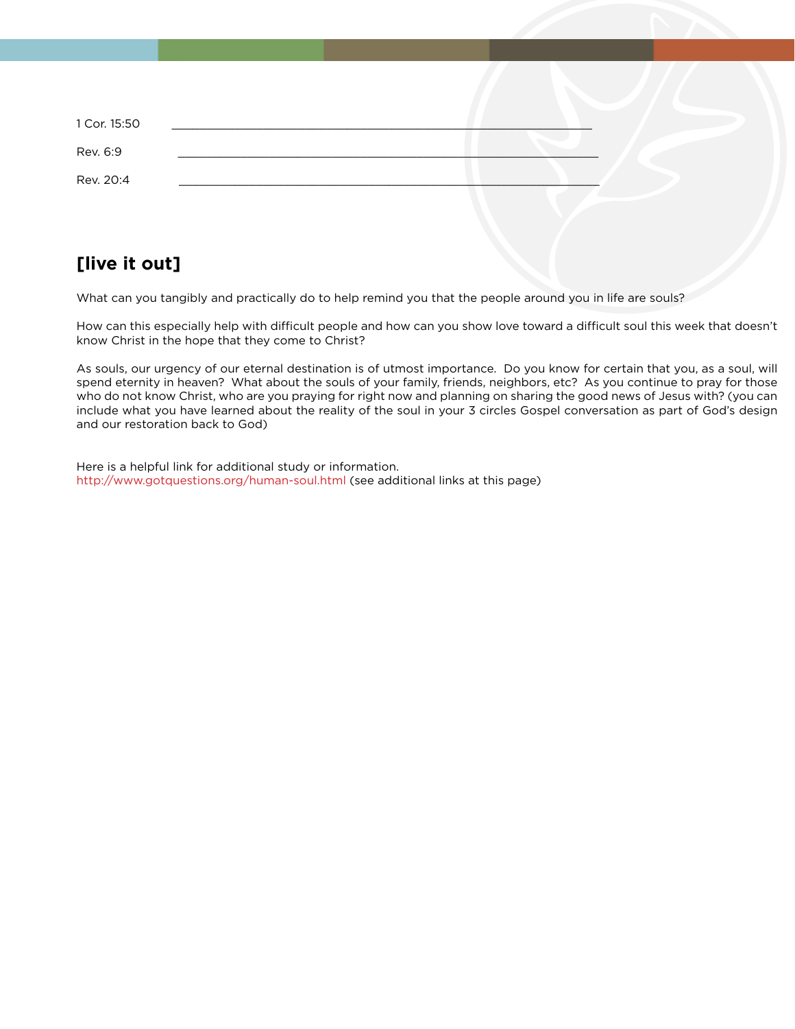1 Cor. 15:50 ____________________________________________________________

Rev. 6:9 ____________________________________________________________

Rev. 20:4 ____________________________________________________________

## [live it out]

What can you tangibly and practically do to help remind you that the people around you in life are souls?

How can this especially help with difficult people and how can you show love toward a difficult soul this week that doesn't know Christ in the hope that they come to Christ?

As souls, our urgency of our eternal destination is of utmost importance. Do you know for certain that you, as a soul, will spend eternity in heaven? What about the souls of your family, friends, neighbors, etc? As you continue to pray for those who do not know Christ, who are you praying for right now and planning on sharing the good news of Jesus with? (you can include what you have learned about the reality of the soul in your 3 circles Gospel conversation as part of God's design and our restoration back to God)

Here is a helpful link for additional study or information.
http://www.gotquestions.org/human-soul.html (see additional links at this page)